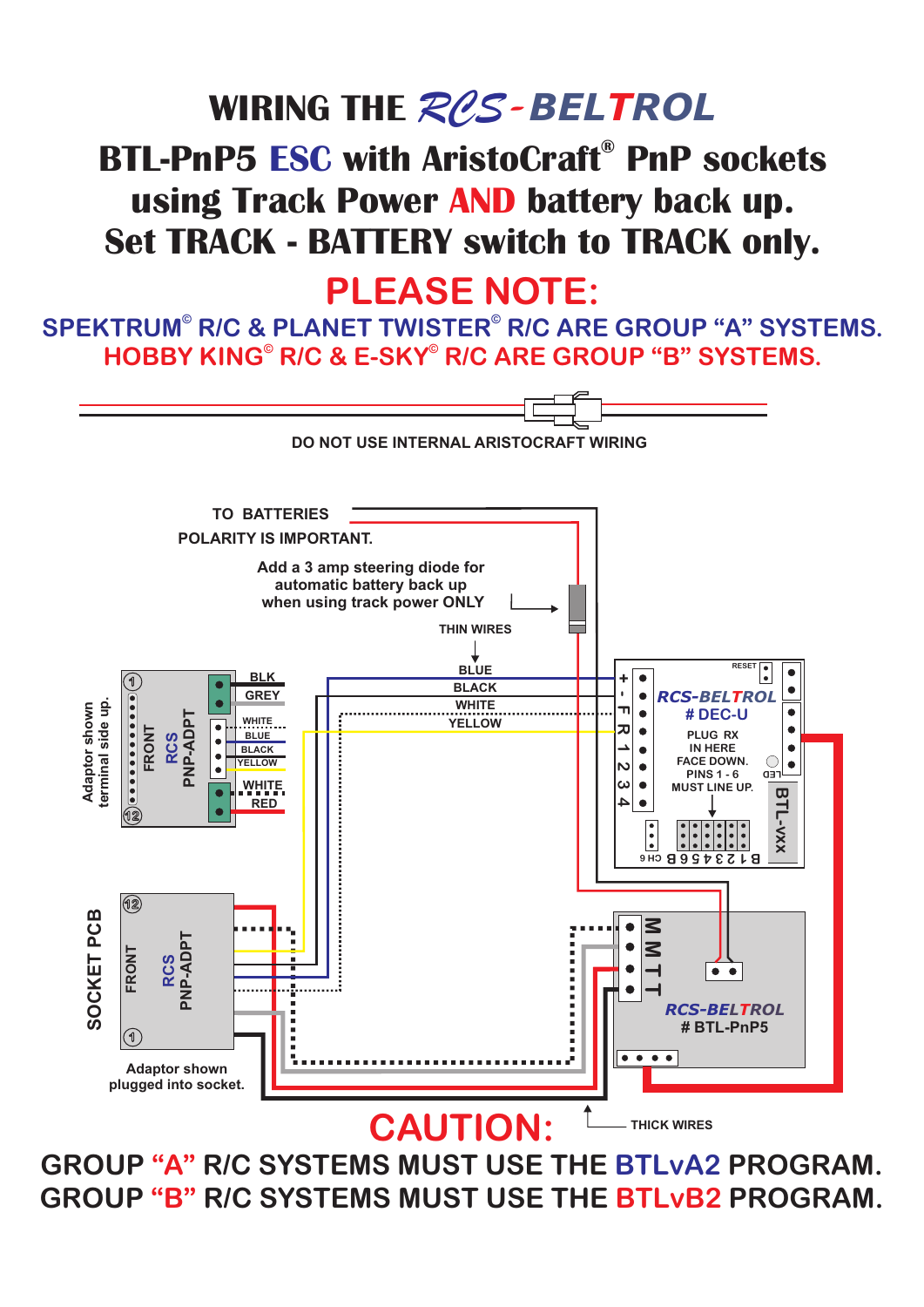# WIRING THE RCS-BELTROL

## BTL-PnP5 ESC with AristoCraft® PnP sockets using Track Power AND battery back up. Set TRACK - BATTERY switch to TRACK only.

## PLEASE NOTE:

**SPEKTRUM© R/C & PLANET TWISTER© R/C ARE GROUP "A" SYSTEMS.**
**HOBBY KING© R/C & E-SKY© R/C ARE GROUP "B" SYSTEMS.**

DO NOT USE INTERNAL ARISTOCRAFT WIRING

TO BATTERIES
POLARITY IS IMPORTANT.

Add a 3 amp steering diode for automatic battery back up when using track power ONLY

THIN WIRES

BLUE
BLACK
WHITE
YELLOW

Adaptor shown terminal side up.

FRONT
RCS PNP-ADPT

BLK
GREY
WHITE
BLUE
BLACK
YELLOW
WHITE
RED

RESET

RCS-BELTROL
# DEC-U

+ - F R 1 2 3 4

PLUG RX IN HERE FACE DOWN. PINS 1 - 6 MUST LINE UP.

LED

BTL-VXX

CH 6 B 6 5 4 3 2 1 B

SOCKET PCB

FRONT
RCS PNP-ADPT

Adaptor shown plugged into socket.

M M T T

RCS-BELTROL
# BTL-PnP5

THICK WIRES

## CAUTION:

**GROUP "A" R/C SYSTEMS MUST USE THE BTLvA2 PROGRAM.**
**GROUP "B" R/C SYSTEMS MUST USE THE BTLvB2 PROGRAM.**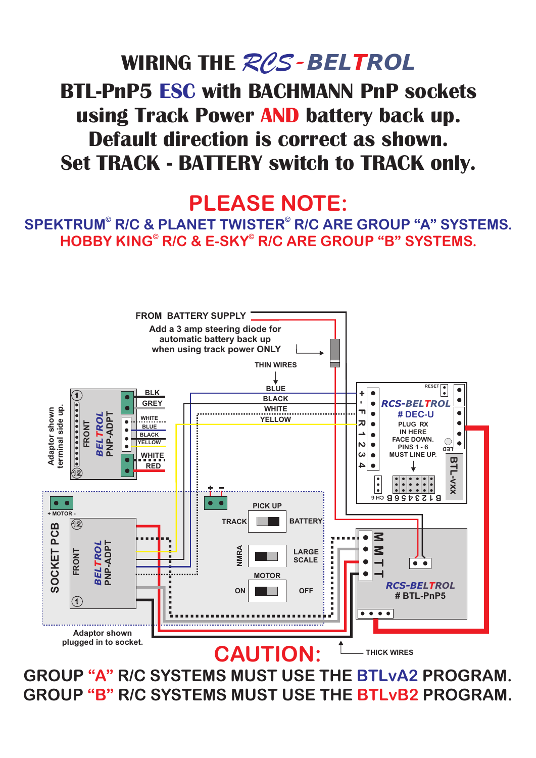# WIRING THE RCS-BELTROL

## BTL-PnP5 ESC with BACHMANN PnP sockets using Track Power AND battery back up. Default direction is correct as shown. Set TRACK - BATTERY switch to TRACK only.

## PLEASE NOTE:

**SPEKTRUM© R/C & PLANET TWISTER© R/C ARE GROUP "A" SYSTEMS.**

**HOBBY KING© R/C & E-SKY© R/C ARE GROUP "B" SYSTEMS.**

FROM BATTERY SUPPLY

Add a 3 amp steering diode for automatic battery back up when using track power ONLY

THIN WIRES

BLUE
BLACK
WHITE
YELLOW

Adaptor shown terminal side up.

FRONT
BELTROL PNP-ADPT

BLK
GREY
WHITE
BLUE
BLACK
YELLOW
WHITE
RED

RESET

+ - F R 1 2 3 4

RCS-BELTROL
# DEC-U
PLUG RX IN HERE FACE DOWN. PINS 1 - 6 MUST LINE UP.

LED

BTL-VXX

CH 6 B 1 2 3 4 5 6 B

+ MOTOR -

SOCKET PCB

FRONT
BELTROL PNP-ADPT

+ -

PICK UP
TRACK BATTERY

NMRA
LARGE SCALE

MOTOR
ON OFF

M M T T

RCS-BELTROL
# BTL-PnP5

Adaptor shown plugged in to socket.

THICK WIRES

## CAUTION:

**GROUP "A" R/C SYSTEMS MUST USE THE BTLvA2 PROGRAM.**

**GROUP "B" R/C SYSTEMS MUST USE THE BTLvB2 PROGRAM.**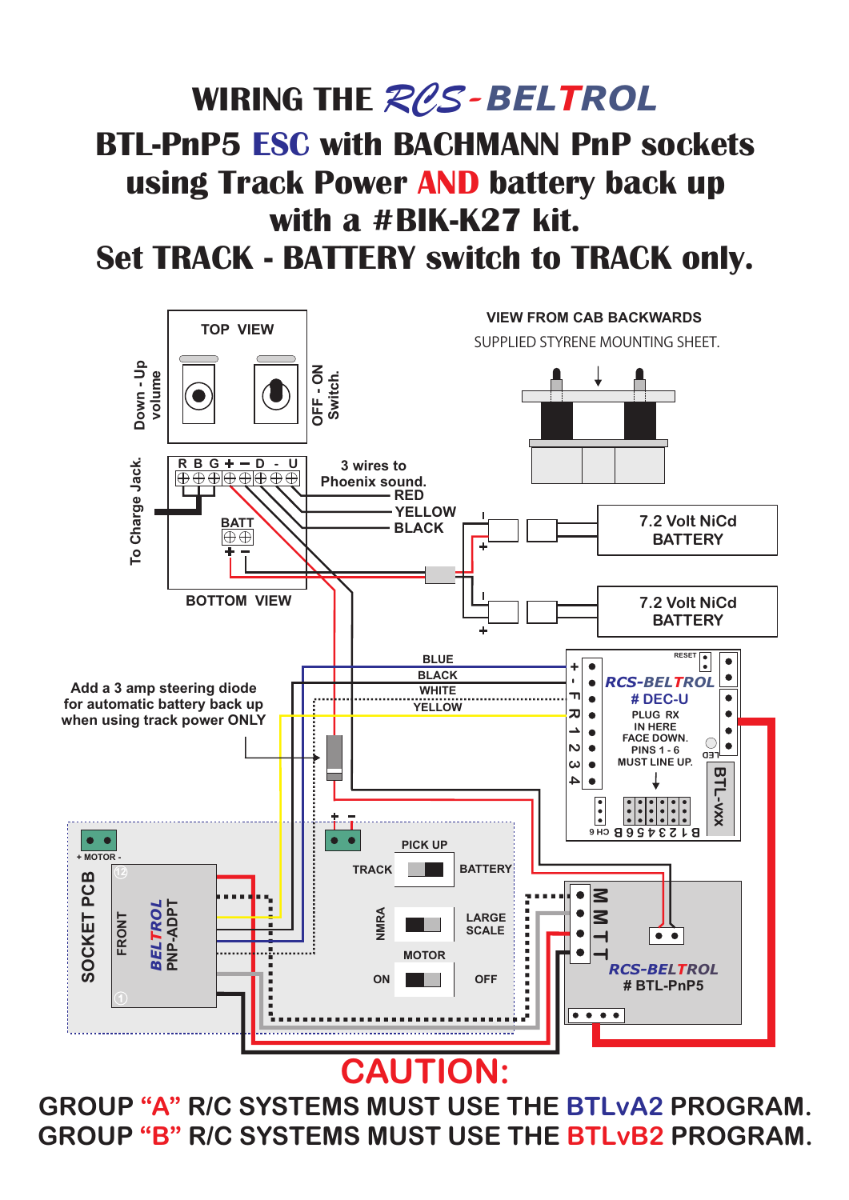# WIRING THE RCS-BELTROL

## BTL-PnP5 ESC with BACHMANN PnP sockets using Track Power AND battery back up with a #BIK-K27 kit.

## Set TRACK - BATTERY switch to TRACK only.

TOP VIEW

Down - Up volume

OFF - ON Switch.

To Charge Jack.

R B G + – D - U

3 wires to Phoenix sound.

RED

YELLOW

BLACK

BATT

\+ -

BOTTOM VIEW

VIEW FROM CAB BACKWARDS

SUPPLIED STYRENE MOUNTING SHEET.

7.2 Volt NiCd BATTERY

7.2 Volt NiCd BATTERY

Add a 3 amp steering diode for automatic battery back up when using track power ONLY

BLUE

BLACK

WHITE

YELLOW

RESET

RCS-BELTROL # DEC-U

PLUG RX IN HERE FACE DOWN. PINS 1 - 6 MUST LINE UP.

LED

BTL-VXX

\+ - F R 1 2 3 4

B 1 2 3 4 5 6 B CH 6

\+ MOTOR -

SOCKET PCB

FRONT

BELTROL PNP-ADPT

PICK UP

TRACK BATTERY

NMRA LARGE SCALE

MOTOR

ON OFF

M M T T

RCS-BELTROL # BTL-PnP5

## CAUTION:

**GROUP "A" R/C SYSTEMS MUST USE THE BTLvA2 PROGRAM.**

**GROUP "B" R/C SYSTEMS MUST USE THE BTLvB2 PROGRAM.**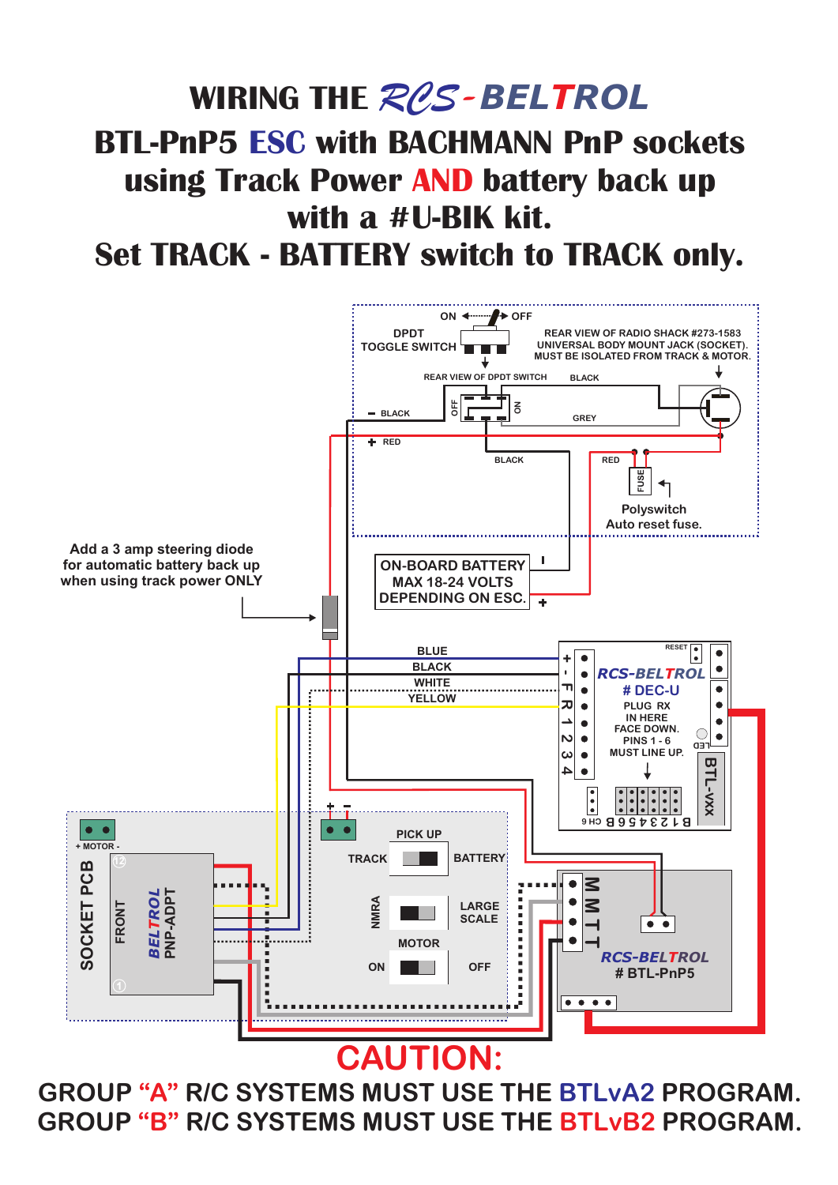# WIRING THE RCS-BELTROL

## BTL-PnP5 ESC with BACHMANN PnP sockets using Track Power AND battery back up with a #U-BIK kit.

## Set TRACK - BATTERY switch to TRACK only.

ON OFF

DPDT TOGGLE SWITCH

REAR VIEW OF RADIO SHACK #273-1583 UNIVERSAL BODY MOUNT JACK (SOCKET). MUST BE ISOLATED FROM TRACK & MOTOR.

REAR VIEW OF DPDT SWITCH

BLACK

- BLACK

OFF ON

GREY

+ RED

BLACK

RED

FUSE

Polyswitch Auto reset fuse.

Add a 3 amp steering diode for automatic battery back up when using track power ONLY

ON-BOARD BATTERY MAX 18-24 VOLTS DEPENDING ON ESC.

BLUE

BLACK

WHITE

YELLOW

RESET

RCS-BELTROL # DEC-U

PLUG RX IN HERE FACE DOWN. PINS 1 - 6 MUST LINE UP.

LED

BTL-VXX

CH 6 B 6 5 4 3 2 1 B

+ - F R 1 2 3 4

+ MOTOR -

SOCKET PCB

FRONT

BELTROL PNP-ADPT

PICK UP

TRACK BATTERY

NMRA LARGE SCALE

MOTOR

ON OFF

M M T T

RCS-BELTROL # BTL-PnP5

**CAUTION:**

**GROUP "A" R/C SYSTEMS MUST USE THE BTLvA2 PROGRAM.**

**GROUP "B" R/C SYSTEMS MUST USE THE BTLvB2 PROGRAM.**